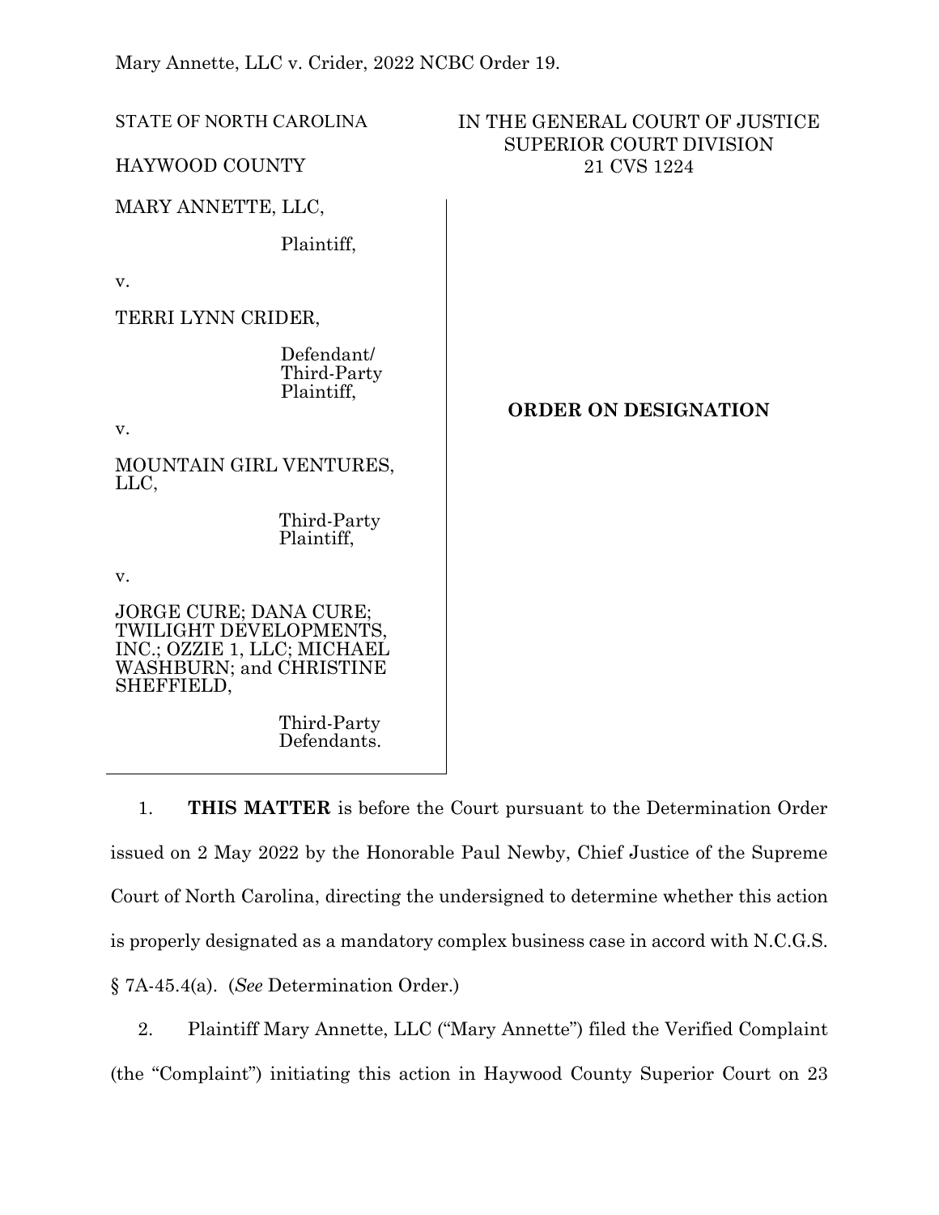Mary Annette, LLC v. Crider, 2022 NCBC Order 19.

STATE OF NORTH CAROLINA

HAYWOOD COUNTY

IN THE GENERAL COURT OF JUSTICE
SUPERIOR COURT DIVISION
21 CVS 1224

MARY ANNETTE, LLC,

Plaintiff,

v.

TERRI LYNN CRIDER,

Defendant/
Third-Party
Plaintiff,

v.

MOUNTAIN GIRL VENTURES, LLC,

Third-Party
Plaintiff,

v.

JORGE CURE; DANA CURE; TWILIGHT DEVELOPMENTS, INC.; OZZIE 1, LLC; MICHAEL WASHBURN; and CHRISTINE SHEFFIELD,

Third-Party
Defendants.

**ORDER ON DESIGNATION**

1. **THIS MATTER** is before the Court pursuant to the Determination Order issued on 2 May 2022 by the Honorable Paul Newby, Chief Justice of the Supreme Court of North Carolina, directing the undersigned to determine whether this action is properly designated as a mandatory complex business case in accord with N.C.G.S. § 7A-45.4(a). (*See* Determination Order.)

2. Plaintiff Mary Annette, LLC ("Mary Annette") filed the Verified Complaint (the "Complaint") initiating this action in Haywood County Superior Court on 23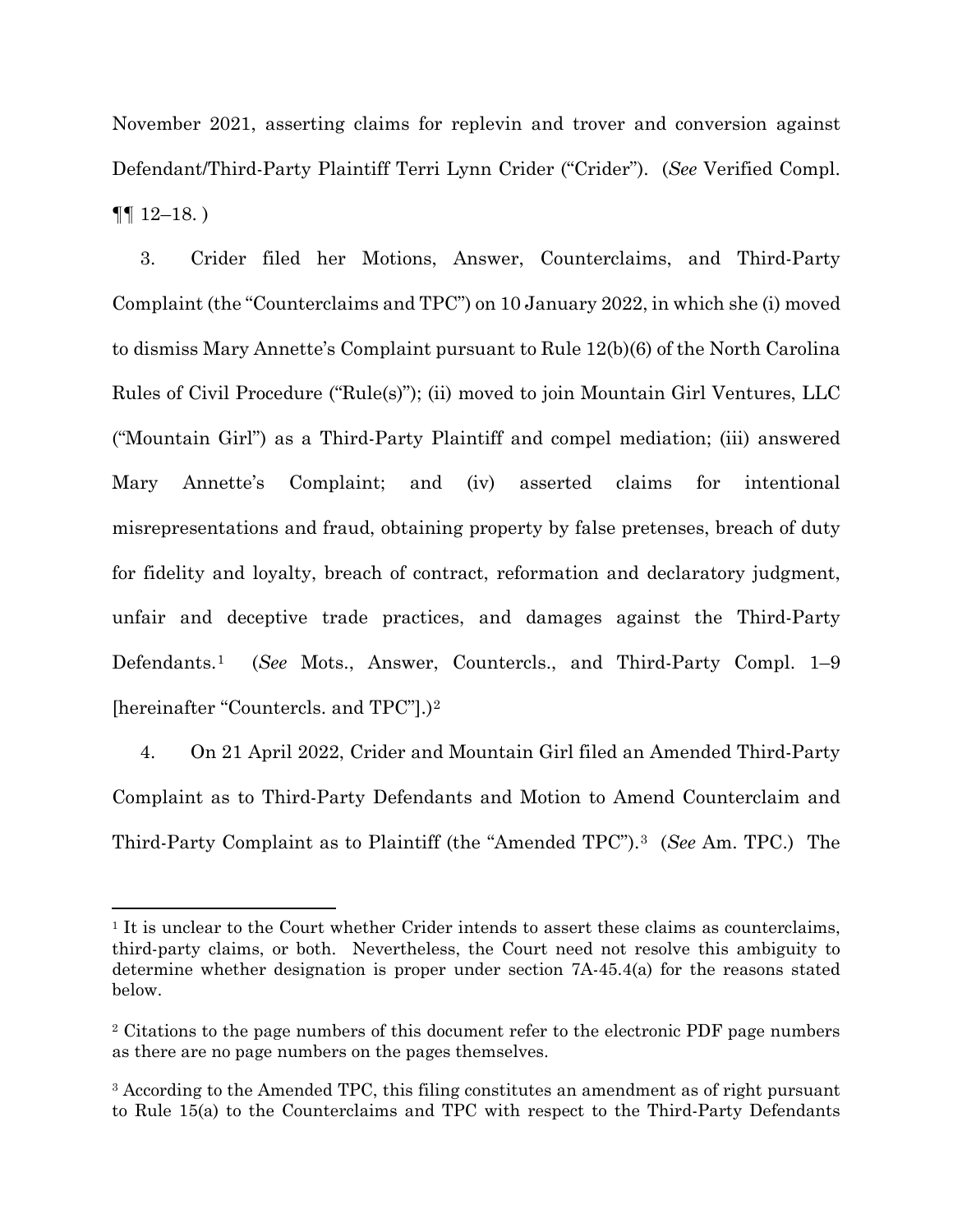November 2021, asserting claims for replevin and trover and conversion against Defendant/Third-Party Plaintiff Terri Lynn Crider ("Crider"). (*See* Verified Compl. ¶¶ 12–18. )

3. Crider filed her Motions, Answer, Counterclaims, and Third-Party Complaint (the "Counterclaims and TPC") on 10 January 2022, in which she (i) moved to dismiss Mary Annette's Complaint pursuant to Rule 12(b)(6) of the North Carolina Rules of Civil Procedure ("Rule(s)"); (ii) moved to join Mountain Girl Ventures, LLC ("Mountain Girl") as a Third-Party Plaintiff and compel mediation; (iii) answered Mary Annette's Complaint; and (iv) asserted claims for intentional misrepresentations and fraud, obtaining property by false pretenses, breach of duty for fidelity and loyalty, breach of contract, reformation and declaratory judgment, unfair and deceptive trade practices, and damages against the Third-Party Defendants.[1] (*See* Mots., Answer, Countercls., and Third-Party Compl. 1–9 [hereinafter "Countercls. and TPC"].)[2]

4. On 21 April 2022, Crider and Mountain Girl filed an Amended Third-Party Complaint as to Third-Party Defendants and Motion to Amend Counterclaim and Third-Party Complaint as to Plaintiff (the "Amended TPC").[3] (*See* Am. TPC.) The

---

[1] It is unclear to the Court whether Crider intends to assert these claims as counterclaims, third-party claims, or both. Nevertheless, the Court need not resolve this ambiguity to determine whether designation is proper under section 7A-45.4(a) for the reasons stated below.

[2] Citations to the page numbers of this document refer to the electronic PDF page numbers as there are no page numbers on the pages themselves.

[3] According to the Amended TPC, this filing constitutes an amendment as of right pursuant to Rule 15(a) to the Counterclaims and TPC with respect to the Third-Party Defendants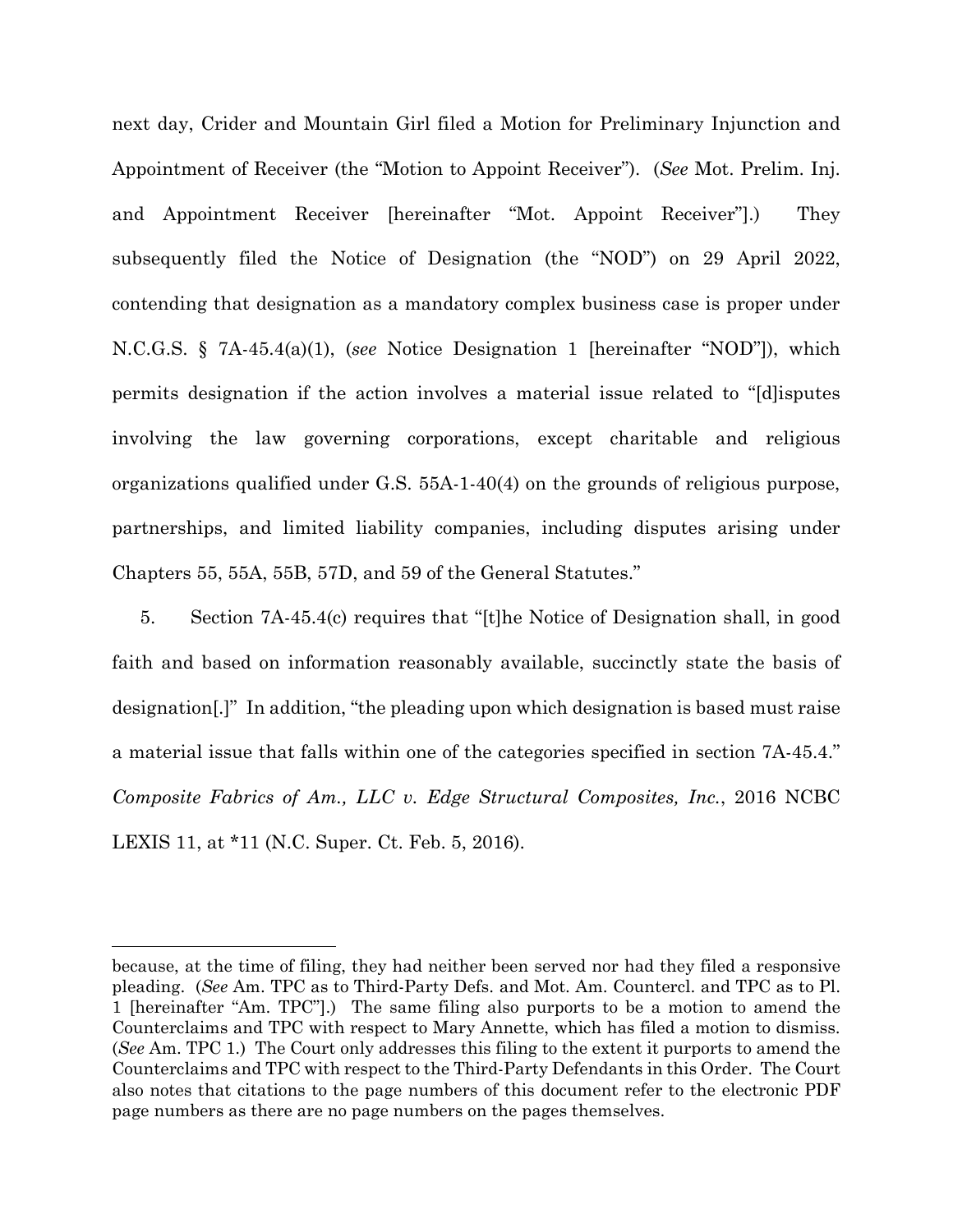next day, Crider and Mountain Girl filed a Motion for Preliminary Injunction and Appointment of Receiver (the "Motion to Appoint Receiver"). (*See* Mot. Prelim. Inj. and Appointment Receiver [hereinafter "Mot. Appoint Receiver"].) They subsequently filed the Notice of Designation (the "NOD") on 29 April 2022, contending that designation as a mandatory complex business case is proper under N.C.G.S. § 7A-45.4(a)(1), (*see* Notice Designation 1 [hereinafter "NOD"]), which permits designation if the action involves a material issue related to "[d]isputes involving the law governing corporations, except charitable and religious organizations qualified under G.S. 55A-1-40(4) on the grounds of religious purpose, partnerships, and limited liability companies, including disputes arising under Chapters 55, 55A, 55B, 57D, and 59 of the General Statutes."

5. Section 7A-45.4(c) requires that "[t]he Notice of Designation shall, in good faith and based on information reasonably available, succinctly state the basis of designation[.]" In addition, "the pleading upon which designation is based must raise a material issue that falls within one of the categories specified in section 7A-45.4." *Composite Fabrics of Am., LLC v. Edge Structural Composites, Inc.*, 2016 NCBC LEXIS 11, at *11 (N.C. Super. Ct. Feb. 5, 2016).

---

because, at the time of filing, they had neither been served nor had they filed a responsive pleading. (*See* Am. TPC as to Third-Party Defs. and Mot. Am. Countercl. and TPC as to Pl. 1 [hereinafter "Am. TPC"].) The same filing also purports to be a motion to amend the Counterclaims and TPC with respect to Mary Annette, which has filed a motion to dismiss. (*See* Am. TPC 1.) The Court only addresses this filing to the extent it purports to amend the Counterclaims and TPC with respect to the Third-Party Defendants in this Order. The Court also notes that citations to the page numbers of this document refer to the electronic PDF page numbers as there are no page numbers on the pages themselves.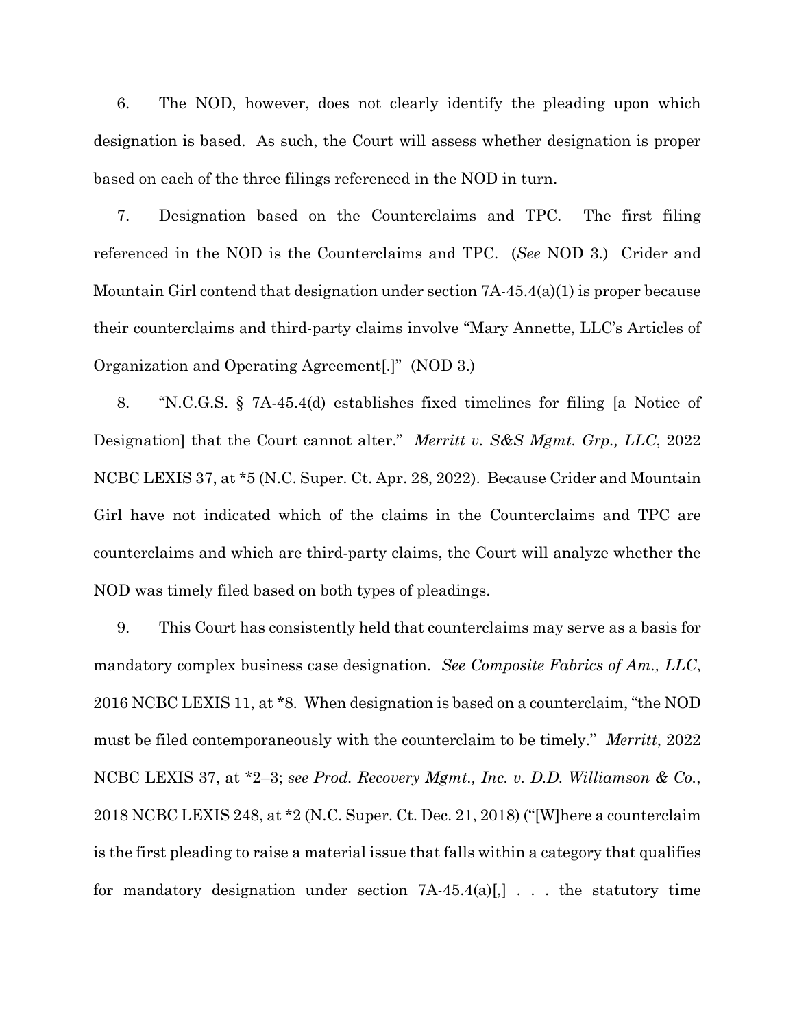6. The NOD, however, does not clearly identify the pleading upon which designation is based. As such, the Court will assess whether designation is proper based on each of the three filings referenced in the NOD in turn.

7. Designation based on the Counterclaims and TPC. The first filing referenced in the NOD is the Counterclaims and TPC. (*See* NOD 3.) Crider and Mountain Girl contend that designation under section 7A-45.4(a)(1) is proper because their counterclaims and third-party claims involve "Mary Annette, LLC's Articles of Organization and Operating Agreement[.]" (NOD 3.)

8. "N.C.G.S. § 7A-45.4(d) establishes fixed timelines for filing [a Notice of Designation] that the Court cannot alter." *Merritt v. S&S Mgmt. Grp., LLC*, 2022 NCBC LEXIS 37, at *5 (N.C. Super. Ct. Apr. 28, 2022). Because Crider and Mountain Girl have not indicated which of the claims in the Counterclaims and TPC are counterclaims and which are third-party claims, the Court will analyze whether the NOD was timely filed based on both types of pleadings.

9. This Court has consistently held that counterclaims may serve as a basis for mandatory complex business case designation. *See Composite Fabrics of Am., LLC*, 2016 NCBC LEXIS 11, at *8. When designation is based on a counterclaim, "the NOD must be filed contemporaneously with the counterclaim to be timely." *Merritt*, 2022 NCBC LEXIS 37, at *2–3; *see Prod. Recovery Mgmt., Inc. v. D.D. Williamson & Co.*, 2018 NCBC LEXIS 248, at *2 (N.C. Super. Ct. Dec. 21, 2018) ("[W]here a counterclaim is the first pleading to raise a material issue that falls within a category that qualifies for mandatory designation under section 7A-45.4(a)[,] . . . the statutory time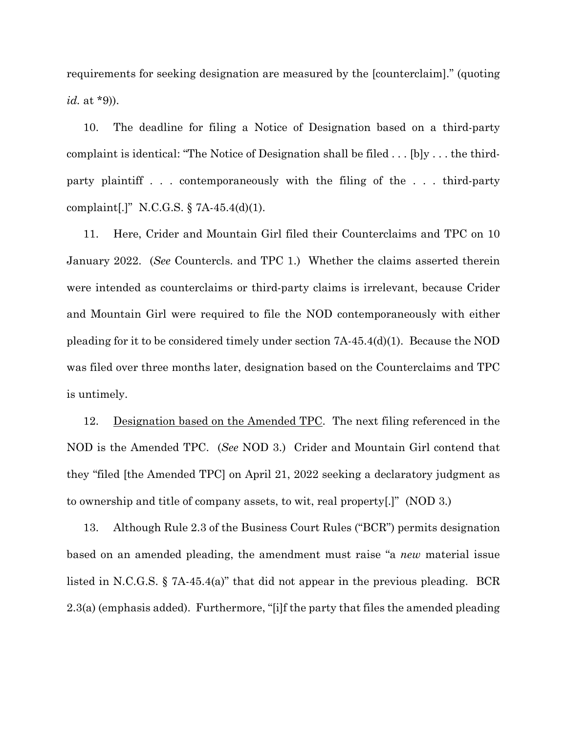requirements for seeking designation are measured by the [counterclaim]." (quoting *id.* at *9)).

10. The deadline for filing a Notice of Designation based on a third-party complaint is identical: "The Notice of Designation shall be filed . . . [b]y . . . the third-party plaintiff . . . contemporaneously with the filing of the . . . third-party complaint[.]" N.C.G.S. § 7A-45.4(d)(1).

11. Here, Crider and Mountain Girl filed their Counterclaims and TPC on 10 January 2022. (*See* Countercls. and TPC 1.) Whether the claims asserted therein were intended as counterclaims or third-party claims is irrelevant, because Crider and Mountain Girl were required to file the NOD contemporaneously with either pleading for it to be considered timely under section 7A-45.4(d)(1). Because the NOD was filed over three months later, designation based on the Counterclaims and TPC is untimely.

12. <u>Designation based on the Amended TPC</u>. The next filing referenced in the NOD is the Amended TPC. (*See* NOD 3.) Crider and Mountain Girl contend that they "filed [the Amended TPC] on April 21, 2022 seeking a declaratory judgment as to ownership and title of company assets, to wit, real property[.]" (NOD 3.)

13. Although Rule 2.3 of the Business Court Rules ("BCR") permits designation based on an amended pleading, the amendment must raise "a *new* material issue listed in N.C.G.S. § 7A-45.4(a)" that did not appear in the previous pleading. BCR 2.3(a) (emphasis added). Furthermore, "[i]f the party that files the amended pleading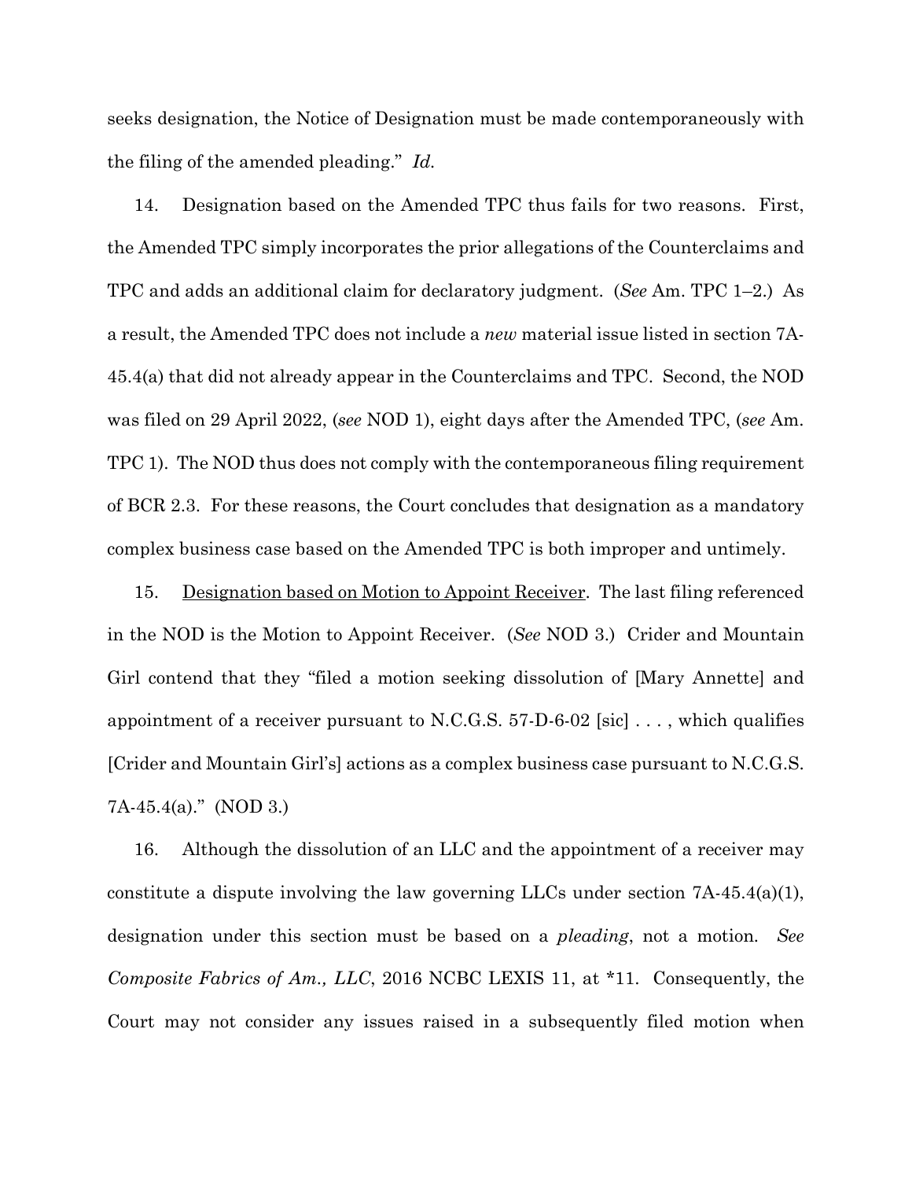seeks designation, the Notice of Designation must be made contemporaneously with the filing of the amended pleading." *Id.*

14. Designation based on the Amended TPC thus fails for two reasons. First, the Amended TPC simply incorporates the prior allegations of the Counterclaims and TPC and adds an additional claim for declaratory judgment. (*See* Am. TPC 1–2.) As a result, the Amended TPC does not include a *new* material issue listed in section 7A-45.4(a) that did not already appear in the Counterclaims and TPC. Second, the NOD was filed on 29 April 2022, (*see* NOD 1), eight days after the Amended TPC, (*see* Am. TPC 1). The NOD thus does not comply with the contemporaneous filing requirement of BCR 2.3. For these reasons, the Court concludes that designation as a mandatory complex business case based on the Amended TPC is both improper and untimely.

15. <u>Designation based on Motion to Appoint Receiver</u>. The last filing referenced in the NOD is the Motion to Appoint Receiver. (*See* NOD 3.) Crider and Mountain Girl contend that they "filed a motion seeking dissolution of [Mary Annette] and appointment of a receiver pursuant to N.C.G.S. 57-D-6-02 [sic] . . . , which qualifies [Crider and Mountain Girl's] actions as a complex business case pursuant to N.C.G.S. 7A-45.4(a)." (NOD 3.)

16. Although the dissolution of an LLC and the appointment of a receiver may constitute a dispute involving the law governing LLCs under section 7A-45.4(a)(1), designation under this section must be based on a *pleading*, not a motion. *See Composite Fabrics of Am., LLC*, 2016 NCBC LEXIS 11, at *11. Consequently, the Court may not consider any issues raised in a subsequently filed motion when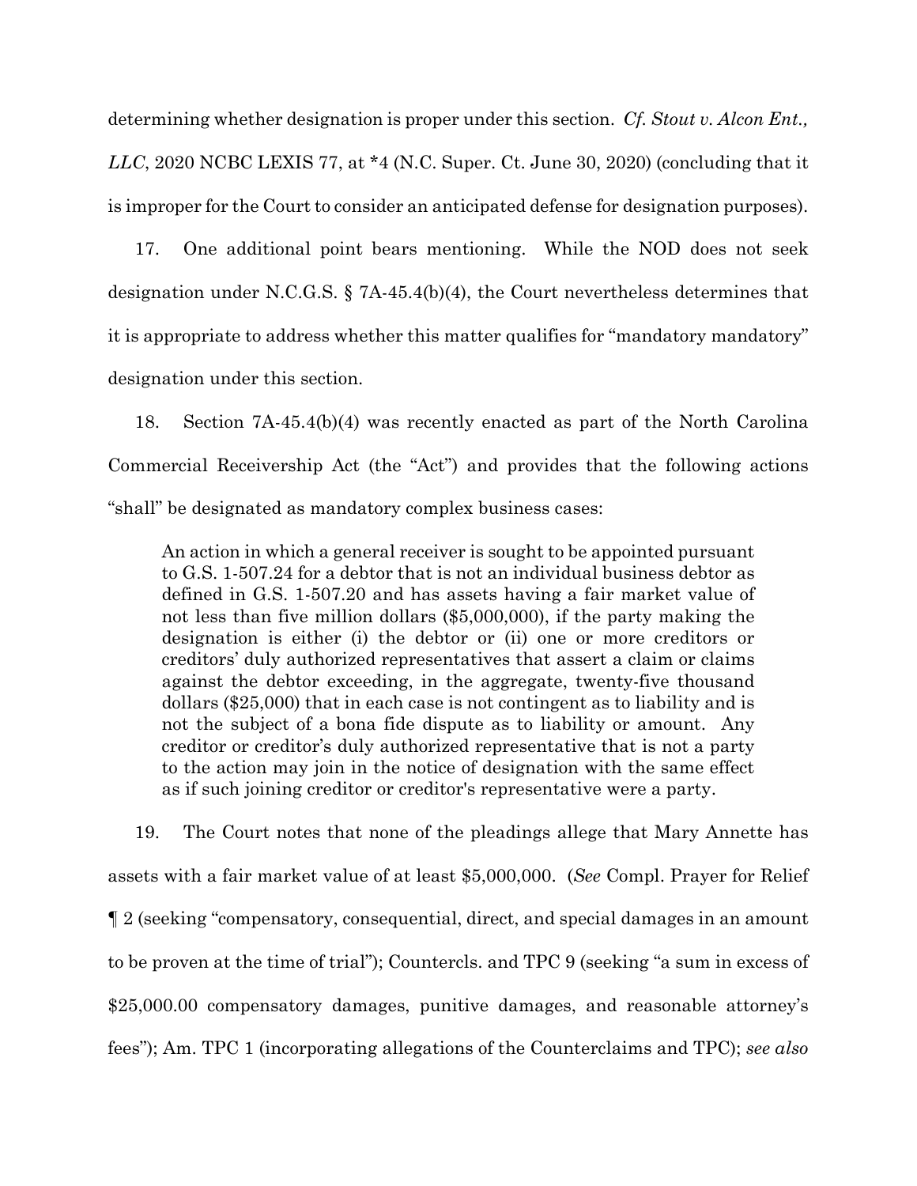determining whether designation is proper under this section. *Cf. Stout v. Alcon Ent., LLC*, 2020 NCBC LEXIS 77, at *4 (N.C. Super. Ct. June 30, 2020) (concluding that it is improper for the Court to consider an anticipated defense for designation purposes).

17. One additional point bears mentioning. While the NOD does not seek designation under N.C.G.S. § 7A-45.4(b)(4), the Court nevertheless determines that it is appropriate to address whether this matter qualifies for "mandatory mandatory" designation under this section.

18. Section 7A-45.4(b)(4) was recently enacted as part of the North Carolina Commercial Receivership Act (the "Act") and provides that the following actions "shall" be designated as mandatory complex business cases:

> An action in which a general receiver is sought to be appointed pursuant to G.S. 1-507.24 for a debtor that is not an individual business debtor as defined in G.S. 1-507.20 and has assets having a fair market value of not less than five million dollars ($5,000,000), if the party making the designation is either (i) the debtor or (ii) one or more creditors or creditors' duly authorized representatives that assert a claim or claims against the debtor exceeding, in the aggregate, twenty-five thousand dollars ($25,000) that in each case is not contingent as to liability and is not the subject of a bona fide dispute as to liability or amount. Any creditor or creditor's duly authorized representative that is not a party to the action may join in the notice of designation with the same effect as if such joining creditor or creditor's representative were a party.

19. The Court notes that none of the pleadings allege that Mary Annette has assets with a fair market value of at least $5,000,000. (*See* Compl. Prayer for Relief ¶ 2 (seeking "compensatory, consequential, direct, and special damages in an amount to be proven at the time of trial"); Countercls. and TPC 9 (seeking "a sum in excess of $25,000.00 compensatory damages, punitive damages, and reasonable attorney's fees"); Am. TPC 1 (incorporating allegations of the Counterclaims and TPC); *see also*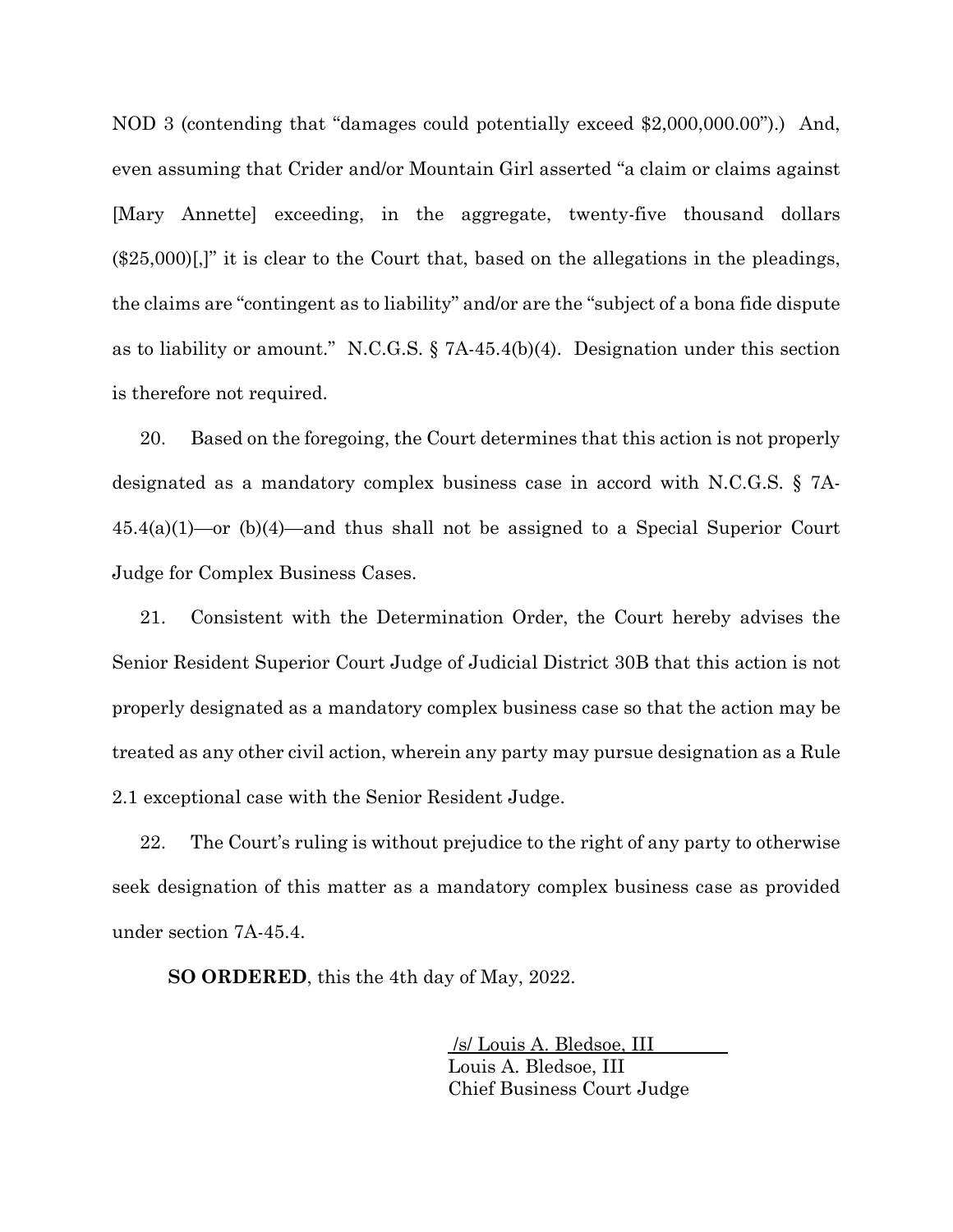NOD 3 (contending that "damages could potentially exceed $2,000,000.00").) And, even assuming that Crider and/or Mountain Girl asserted "a claim or claims against [Mary Annette] exceeding, in the aggregate, twenty-five thousand dollars ($25,000)[,]" it is clear to the Court that, based on the allegations in the pleadings, the claims are "contingent as to liability" and/or are the "subject of a bona fide dispute as to liability or amount." N.C.G.S. § 7A-45.4(b)(4). Designation under this section is therefore not required.

20. Based on the foregoing, the Court determines that this action is not properly designated as a mandatory complex business case in accord with N.C.G.S. § 7A-45.4(a)(1)—or (b)(4)—and thus shall not be assigned to a Special Superior Court Judge for Complex Business Cases.

21. Consistent with the Determination Order, the Court hereby advises the Senior Resident Superior Court Judge of Judicial District 30B that this action is not properly designated as a mandatory complex business case so that the action may be treated as any other civil action, wherein any party may pursue designation as a Rule 2.1 exceptional case with the Senior Resident Judge.

22. The Court's ruling is without prejudice to the right of any party to otherwise seek designation of this matter as a mandatory complex business case as provided under section 7A-45.4.

**SO ORDERED**, this the 4th day of May, 2022.

/s/ Louis A. Bledsoe, III
Louis A. Bledsoe, III
Chief Business Court Judge